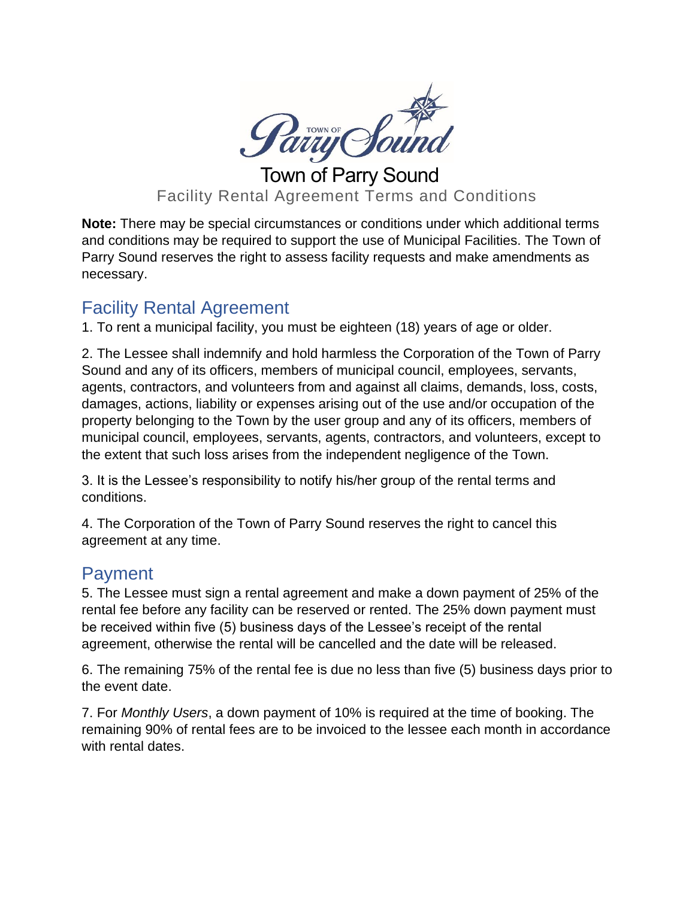# Town of Parry Sound

Facility Rental Agreement Terms and Conditions

**Note:** There may be special circumstances or conditions under which additional terms and conditions may be required to support the use of Municipal Facilities. The Town of Parry Sound reserves the right to assess facility requests and make amendments as necessary.

## Facility Rental Agreement

1. To rent a municipal facility, you must be eighteen (18) years of age or older.

2. The Lessee shall indemnify and hold harmless the Corporation of the Town of Parry Sound and any of its officers, members of municipal council, employees, servants, agents, contractors, and volunteers from and against all claims, demands, loss, costs, damages, actions, liability or expenses arising out of the use and/or occupation of the property belonging to the Town by the user group and any of its officers, members of municipal council, employees, servants, agents, contractors, and volunteers, except to the extent that such loss arises from the independent negligence of the Town.

3. It is the Lessee's responsibility to notify his/her group of the rental terms and conditions.

4. The Corporation of the Town of Parry Sound reserves the right to cancel this agreement at any time.

## Payment

5. The Lessee must sign a rental agreement and make a down payment of 25% of the rental fee before any facility can be reserved or rented. The 25% down payment must be received within five (5) business days of the Lessee's receipt of the rental agreement, otherwise the rental will be cancelled and the date will be released.

6. The remaining 75% of the rental fee is due no less than five (5) business days prior to the event date.

7. For *Monthly Users*, a down payment of 10% is required at the time of booking. The remaining 90% of rental fees are to be invoiced to the lessee each month in accordance with rental dates.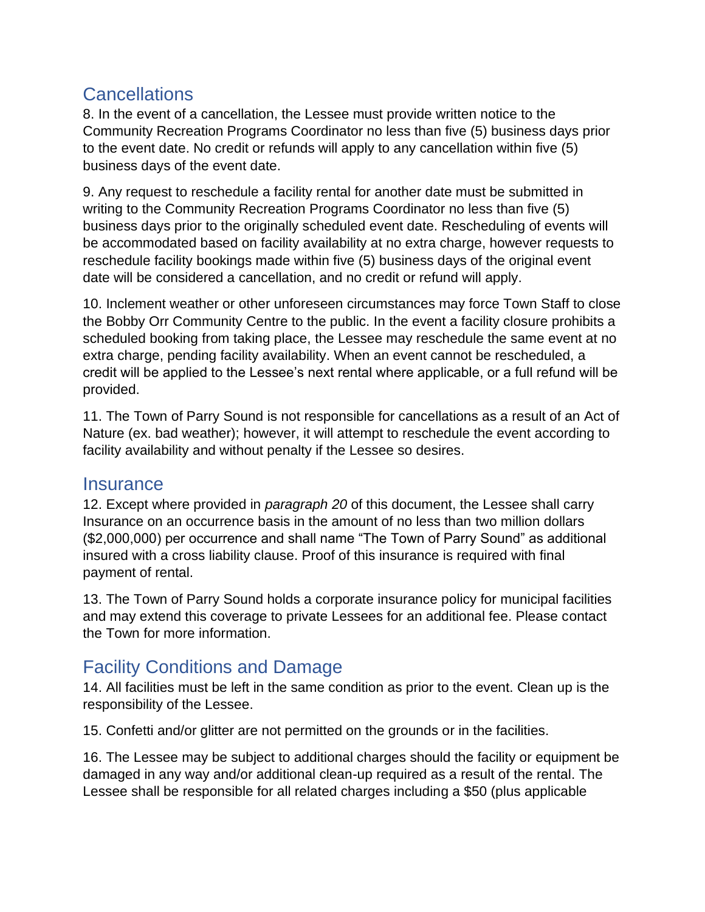## Cancellations

8. In the event of a cancellation, the Lessee must provide written notice to the Community Recreation Programs Coordinator no less than five (5) business days prior to the event date. No credit or refunds will apply to any cancellation within five (5) business days of the event date.

9. Any request to reschedule a facility rental for another date must be submitted in writing to the Community Recreation Programs Coordinator no less than five (5) business days prior to the originally scheduled event date. Rescheduling of events will be accommodated based on facility availability at no extra charge, however requests to reschedule facility bookings made within five (5) business days of the original event date will be considered a cancellation, and no credit or refund will apply.

10. Inclement weather or other unforeseen circumstances may force Town Staff to close the Bobby Orr Community Centre to the public. In the event a facility closure prohibits a scheduled booking from taking place, the Lessee may reschedule the same event at no extra charge, pending facility availability. When an event cannot be rescheduled, a credit will be applied to the Lessee's next rental where applicable, or a full refund will be provided.

11. The Town of Parry Sound is not responsible for cancellations as a result of an Act of Nature (ex. bad weather); however, it will attempt to reschedule the event according to facility availability and without penalty if the Lessee so desires.

## Insurance

12. Except where provided in *paragraph 20* of this document, the Lessee shall carry Insurance on an occurrence basis in the amount of no less than two million dollars ($2,000,000) per occurrence and shall name "The Town of Parry Sound" as additional insured with a cross liability clause. Proof of this insurance is required with final payment of rental.

13. The Town of Parry Sound holds a corporate insurance policy for municipal facilities and may extend this coverage to private Lessees for an additional fee. Please contact the Town for more information.

## Facility Conditions and Damage

14. All facilities must be left in the same condition as prior to the event. Clean up is the responsibility of the Lessee.

15. Confetti and/or glitter are not permitted on the grounds or in the facilities.

16. The Lessee may be subject to additional charges should the facility or equipment be damaged in any way and/or additional clean-up required as a result of the rental. The Lessee shall be responsible for all related charges including a $50 (plus applicable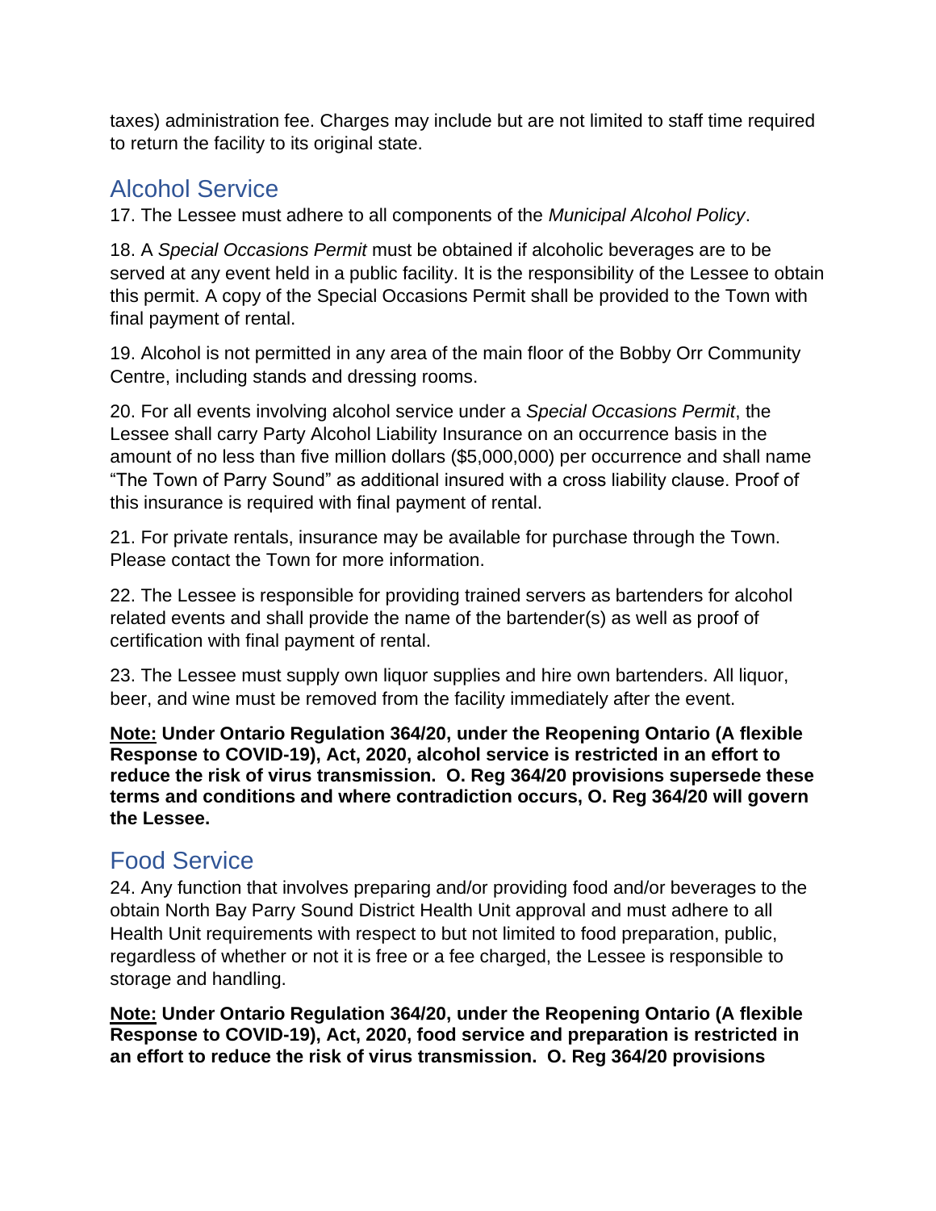taxes) administration fee. Charges may include but are not limited to staff time required to return the facility to its original state.

## Alcohol Service

17. The Lessee must adhere to all components of the *Municipal Alcohol Policy*.

18. A *Special Occasions Permit* must be obtained if alcoholic beverages are to be served at any event held in a public facility. It is the responsibility of the Lessee to obtain this permit. A copy of the Special Occasions Permit shall be provided to the Town with final payment of rental.

19. Alcohol is not permitted in any area of the main floor of the Bobby Orr Community Centre, including stands and dressing rooms.

20. For all events involving alcohol service under a *Special Occasions Permit*, the Lessee shall carry Party Alcohol Liability Insurance on an occurrence basis in the amount of no less than five million dollars ($5,000,000) per occurrence and shall name "The Town of Parry Sound" as additional insured with a cross liability clause. Proof of this insurance is required with final payment of rental.

21. For private rentals, insurance may be available for purchase through the Town. Please contact the Town for more information.

22. The Lessee is responsible for providing trained servers as bartenders for alcohol related events and shall provide the name of the bartender(s) as well as proof of certification with final payment of rental.

23. The Lessee must supply own liquor supplies and hire own bartenders. All liquor, beer, and wine must be removed from the facility immediately after the event.

**Note: Under Ontario Regulation 364/20, under the Reopening Ontario (A flexible Response to COVID-19), Act, 2020, alcohol service is restricted in an effort to reduce the risk of virus transmission. O. Reg 364/20 provisions supersede these terms and conditions and where contradiction occurs, O. Reg 364/20 will govern the Lessee.**

## Food Service

24. Any function that involves preparing and/or providing food and/or beverages to the obtain North Bay Parry Sound District Health Unit approval and must adhere to all Health Unit requirements with respect to but not limited to food preparation, public, regardless of whether or not it is free or a fee charged, the Lessee is responsible to storage and handling.

**Note: Under Ontario Regulation 364/20, under the Reopening Ontario (A flexible Response to COVID-19), Act, 2020, food service and preparation is restricted in an effort to reduce the risk of virus transmission. O. Reg 364/20 provisions**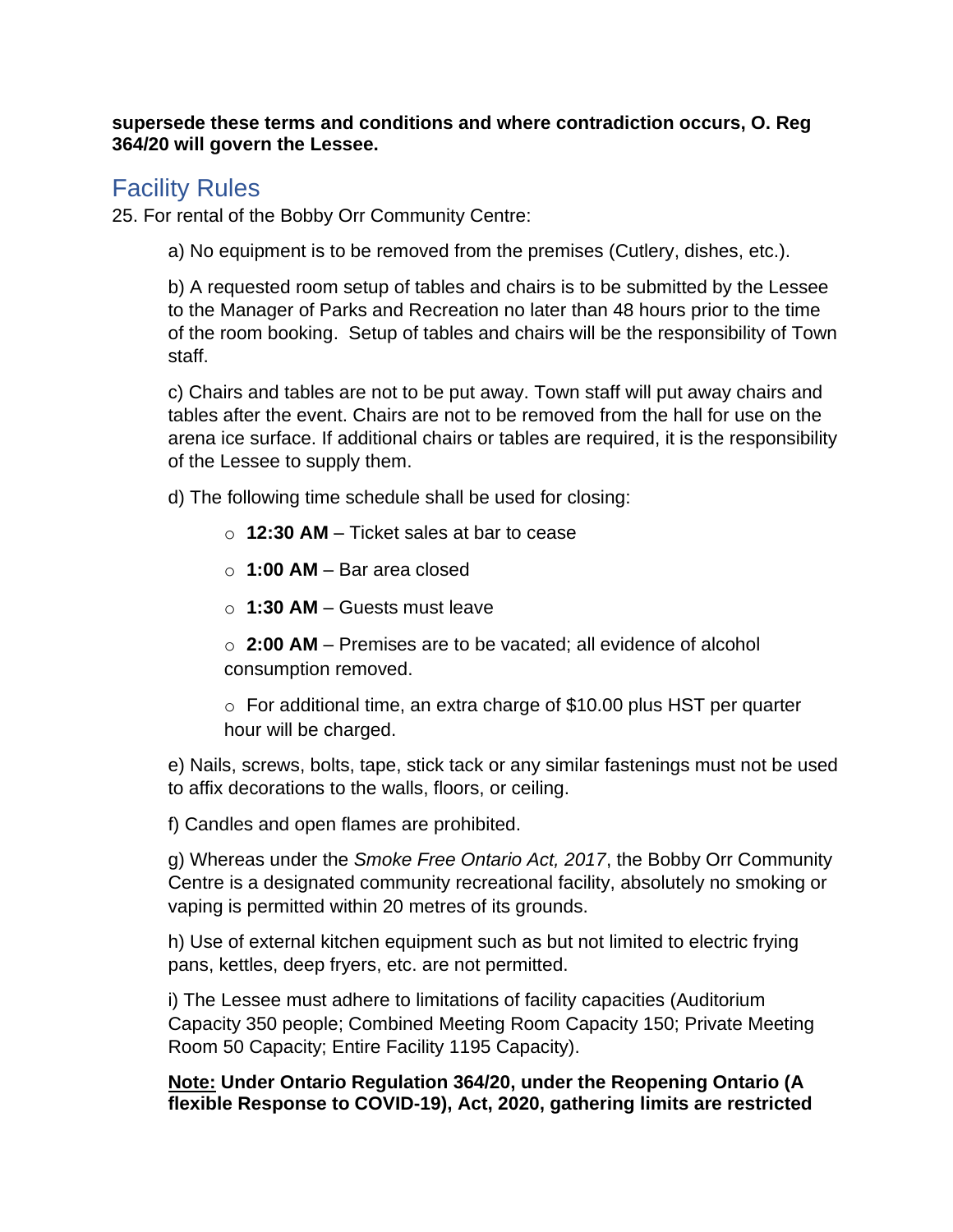**supersede these terms and conditions and where contradiction occurs, O. Reg 364/20 will govern the Lessee.**

## Facility Rules

25. For rental of the Bobby Orr Community Centre:

a) No equipment is to be removed from the premises (Cutlery, dishes, etc.).

b) A requested room setup of tables and chairs is to be submitted by the Lessee to the Manager of Parks and Recreation no later than 48 hours prior to the time of the room booking. Setup of tables and chairs will be the responsibility of Town staff.

c) Chairs and tables are not to be put away. Town staff will put away chairs and tables after the event. Chairs are not to be removed from the hall for use on the arena ice surface. If additional chairs or tables are required, it is the responsibility of the Lessee to supply them.

d) The following time schedule shall be used for closing:

- **12:30 AM** – Ticket sales at bar to cease
- **1:00 AM** – Bar area closed
- **1:30 AM** – Guests must leave
- **2:00 AM** – Premises are to be vacated; all evidence of alcohol consumption removed.
- For additional time, an extra charge of $10.00 plus HST per quarter hour will be charged.

e) Nails, screws, bolts, tape, stick tack or any similar fastenings must not be used to affix decorations to the walls, floors, or ceiling.

f) Candles and open flames are prohibited.

g) Whereas under the *Smoke Free Ontario Act, 2017*, the Bobby Orr Community Centre is a designated community recreational facility, absolutely no smoking or vaping is permitted within 20 metres of its grounds.

h) Use of external kitchen equipment such as but not limited to electric frying pans, kettles, deep fryers, etc. are not permitted.

i) The Lessee must adhere to limitations of facility capacities (Auditorium Capacity 350 people; Combined Meeting Room Capacity 150; Private Meeting Room 50 Capacity; Entire Facility 1195 Capacity).

**Note:** **Under Ontario Regulation 364/20, under the Reopening Ontario (A flexible Response to COVID-19), Act, 2020, gathering limits are restricted**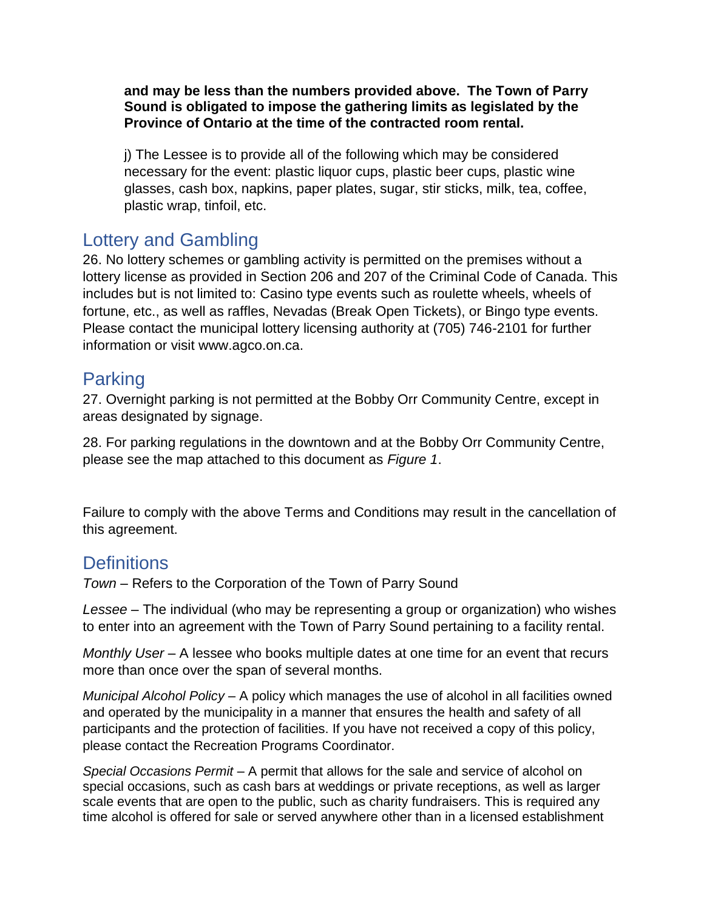**and may be less than the numbers provided above. The Town of Parry Sound is obligated to impose the gathering limits as legislated by the Province of Ontario at the time of the contracted room rental.**

j) The Lessee is to provide all of the following which may be considered necessary for the event: plastic liquor cups, plastic beer cups, plastic wine glasses, cash box, napkins, paper plates, sugar, stir sticks, milk, tea, coffee, plastic wrap, tinfoil, etc.

## Lottery and Gambling

26. No lottery schemes or gambling activity is permitted on the premises without a lottery license as provided in Section 206 and 207 of the Criminal Code of Canada. This includes but is not limited to: Casino type events such as roulette wheels, wheels of fortune, etc., as well as raffles, Nevadas (Break Open Tickets), or Bingo type events. Please contact the municipal lottery licensing authority at (705) 746-2101 for further information or visit www.agco.on.ca.

## Parking

27. Overnight parking is not permitted at the Bobby Orr Community Centre, except in areas designated by signage.

28. For parking regulations in the downtown and at the Bobby Orr Community Centre, please see the map attached to this document as *Figure 1*.

Failure to comply with the above Terms and Conditions may result in the cancellation of this agreement.

## Definitions

*Town* – Refers to the Corporation of the Town of Parry Sound

*Lessee* – The individual (who may be representing a group or organization) who wishes to enter into an agreement with the Town of Parry Sound pertaining to a facility rental.

*Monthly User* – A lessee who books multiple dates at one time for an event that recurs more than once over the span of several months.

*Municipal Alcohol Policy* – A policy which manages the use of alcohol in all facilities owned and operated by the municipality in a manner that ensures the health and safety of all participants and the protection of facilities. If you have not received a copy of this policy, please contact the Recreation Programs Coordinator.

*Special Occasions Permit* – A permit that allows for the sale and service of alcohol on special occasions, such as cash bars at weddings or private receptions, as well as larger scale events that are open to the public, such as charity fundraisers. This is required any time alcohol is offered for sale or served anywhere other than in a licensed establishment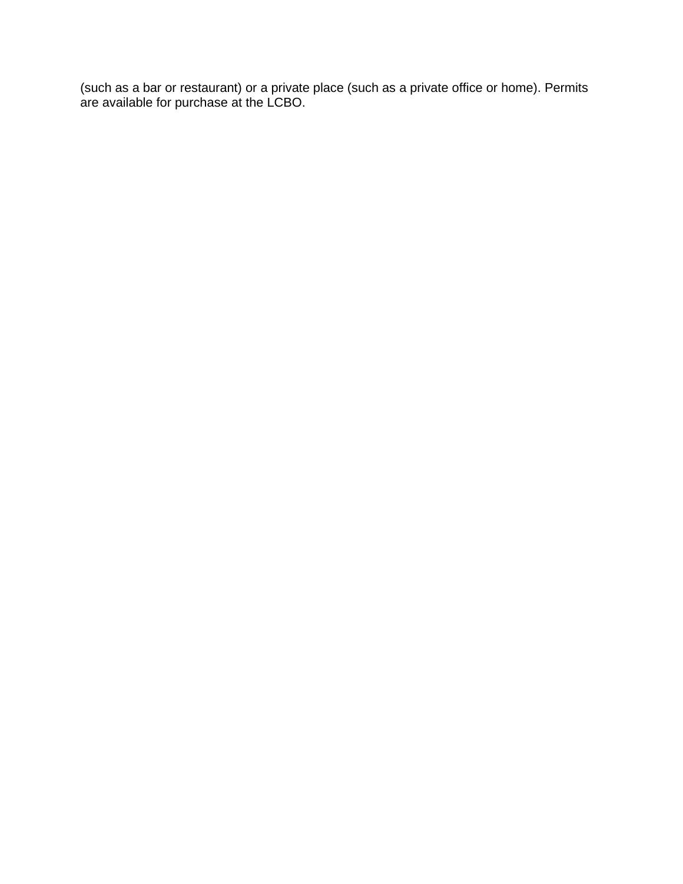(such as a bar or restaurant) or a private place (such as a private office or home). Permits are available for purchase at the LCBO.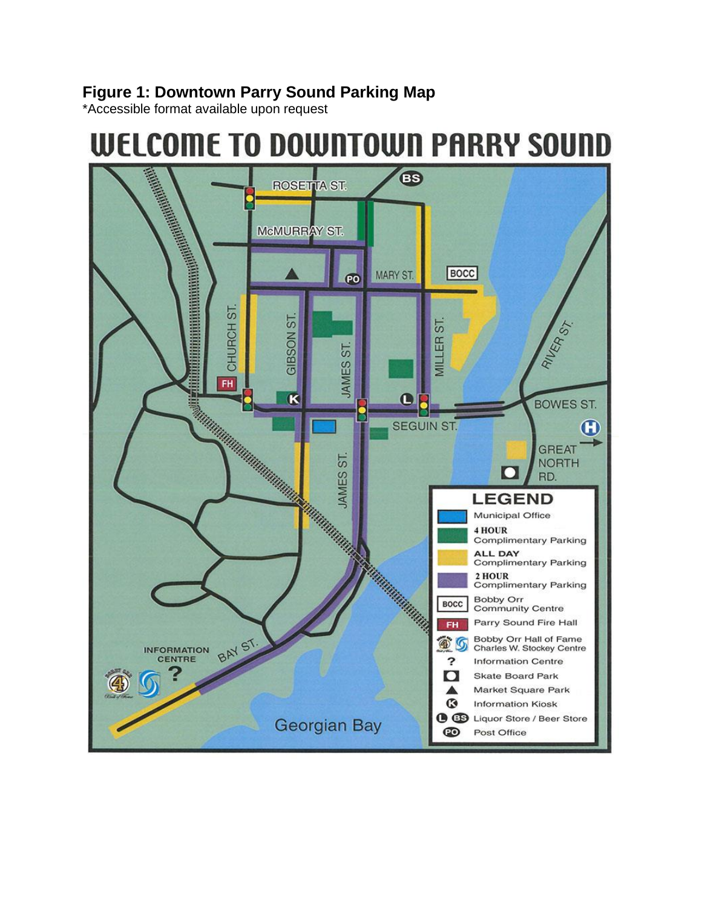**Figure 1: Downtown Parry Sound Parking Map**

*Accessible format available upon request

WELCOME TO DOWNTOWN PARRY SOUND

ROSETTA ST.

McMURRAY ST.

MARY ST.

BOCC

PO

BS

CHURCH ST.

GIBSON ST.

JAMES ST.

MILLER ST.

RIVER ST.

FH

K

L

BOWES ST.

SEGUIN ST.

H

GREAT NORTH RD.

JAMES ST.

BAY ST.

INFORMATION CENTRE

?

Georgian Bay

LEGEND

Municipal Office

4 HOUR Complimentary Parking

ALL DAY Complimentary Parking

2 HOUR Complimentary Parking

BOCC Bobby Orr Community Centre

FH Parry Sound Fire Hall

Bobby Orr Hall of Fame Charles W. Stockey Centre

? Information Centre

Skate Board Park

Market Square Park

K Information Kiosk

L BS Liquor Store / Beer Store

PO Post Office